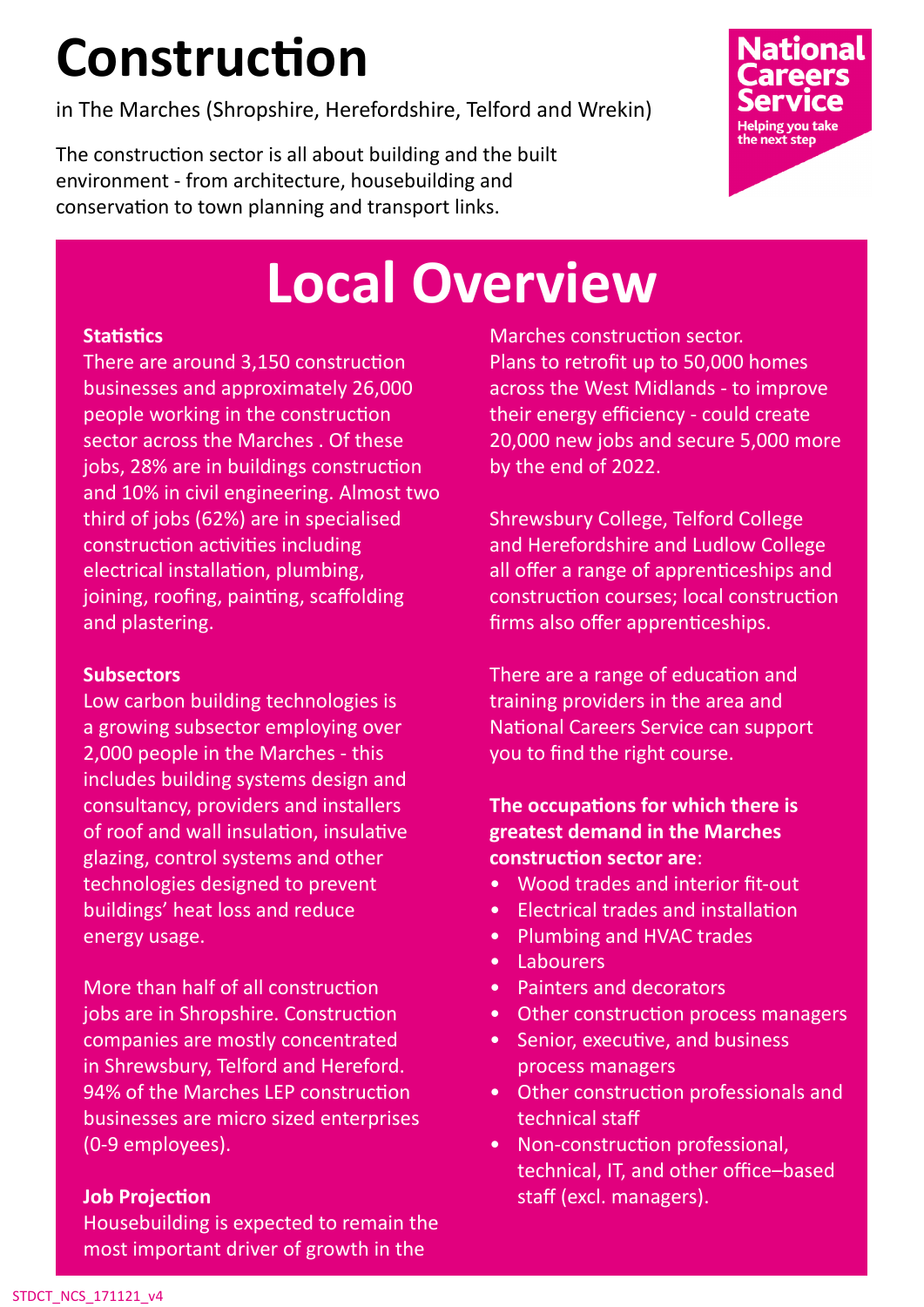# Construction

in The Marches (Shropshire, Herefordshire, Telford and Wrekin)

The construction sector is all about building and the built environment - from architecture, housebuilding and conservation to town planning and transport links.

National Careers Service
Helping you take the next step

## Local Overview

**Statistics**
There are around 3,150 construction businesses and approximately 26,000 people working in the construction sector across the Marches . Of these jobs, 28% are in buildings construction and 10% in civil engineering. Almost two third of jobs (62%) are in specialised construction activities including electrical installation, plumbing, joining, roofing, painting, scaffolding and plastering.

**Subsectors**
Low carbon building technologies is a growing subsector employing over 2,000 people in the Marches - this includes building systems design and consultancy, providers and installers of roof and wall insulation, insulative glazing, control systems and other technologies designed to prevent buildings' heat loss and reduce energy usage.

More than half of all construction jobs are in Shropshire. Construction companies are mostly concentrated in Shrewsbury, Telford and Hereford. 94% of the Marches LEP construction businesses are micro sized enterprises (0-9 employees).

**Job Projection**
Housebuilding is expected to remain the most important driver of growth in the Marches construction sector.
Plans to retrofit up to 50,000 homes across the West Midlands - to improve their energy efficiency - could create 20,000 new jobs and secure 5,000 more by the end of 2022.

Shrewsbury College, Telford College and Herefordshire and Ludlow College all offer a range of apprenticeships and construction courses; local construction firms also offer apprenticeships.

There are a range of education and training providers in the area and National Careers Service can support you to find the right course.

**The occupations for which there is greatest demand in the Marches construction sector are**:

- Wood trades and interior fit-out
- Electrical trades and installation
- Plumbing and HVAC trades
- Labourers
- Painters and decorators
- Other construction process managers
- Senior, executive, and business process managers
- Other construction professionals and technical staff
- Non-construction professional, technical, IT, and other office–based staff (excl. managers).

STDCT_NCS_171121_v4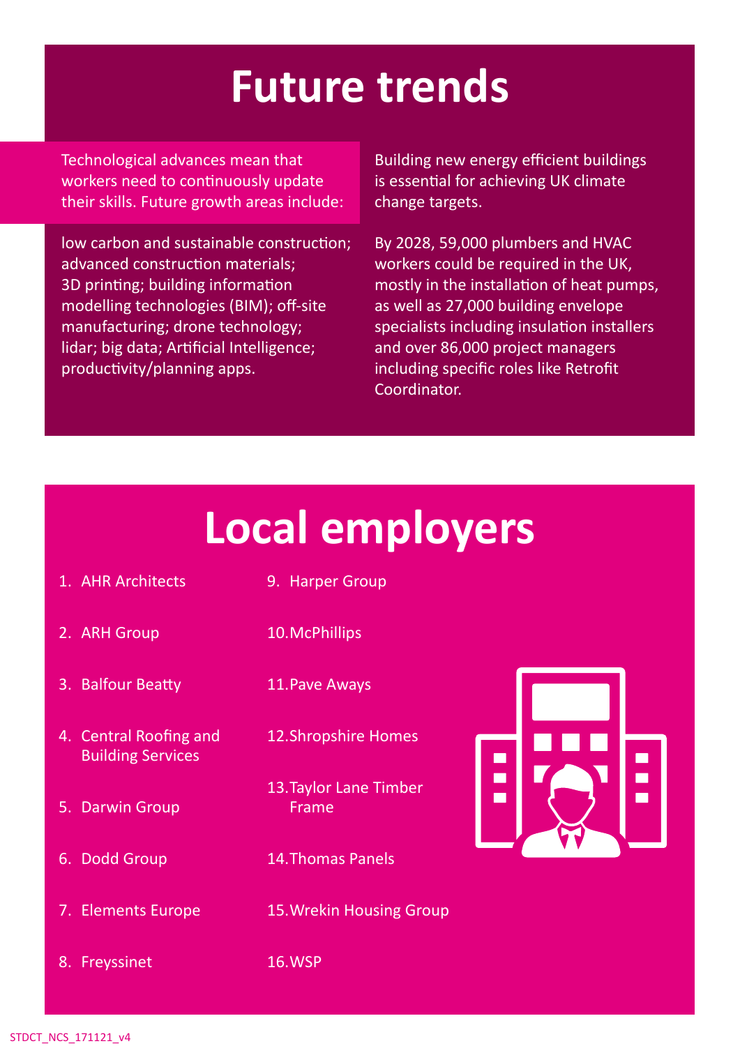# Future trends

Technological advances mean that workers need to continuously update their skills. Future growth areas include:

low carbon and sustainable construction; advanced construction materials; 3D printing; building information modelling technologies (BIM); off-site manufacturing; drone technology; lidar; big data; Artificial Intelligence; productivity/planning apps.

Building new energy efficient buildings is essential for achieving UK climate change targets.

By 2028, 59,000 plumbers and HVAC workers could be required in the UK, mostly in the installation of heat pumps, as well as 27,000 building envelope specialists including insulation installers and over 86,000 project managers including specific roles like Retrofit Coordinator.

# Local employers

1. AHR Architects
2. ARH Group
3. Balfour Beatty
4. Central Roofing and Building Services
5. Darwin Group
6. Dodd Group
7. Elements Europe
8. Freyssinet
9. Harper Group
10. McPhillips
11. Pave Aways
12. Shropshire Homes
13. Taylor Lane Timber Frame
14. Thomas Panels
15. Wrekin Housing Group
16. WSP

STDCT_NCS_171121_v4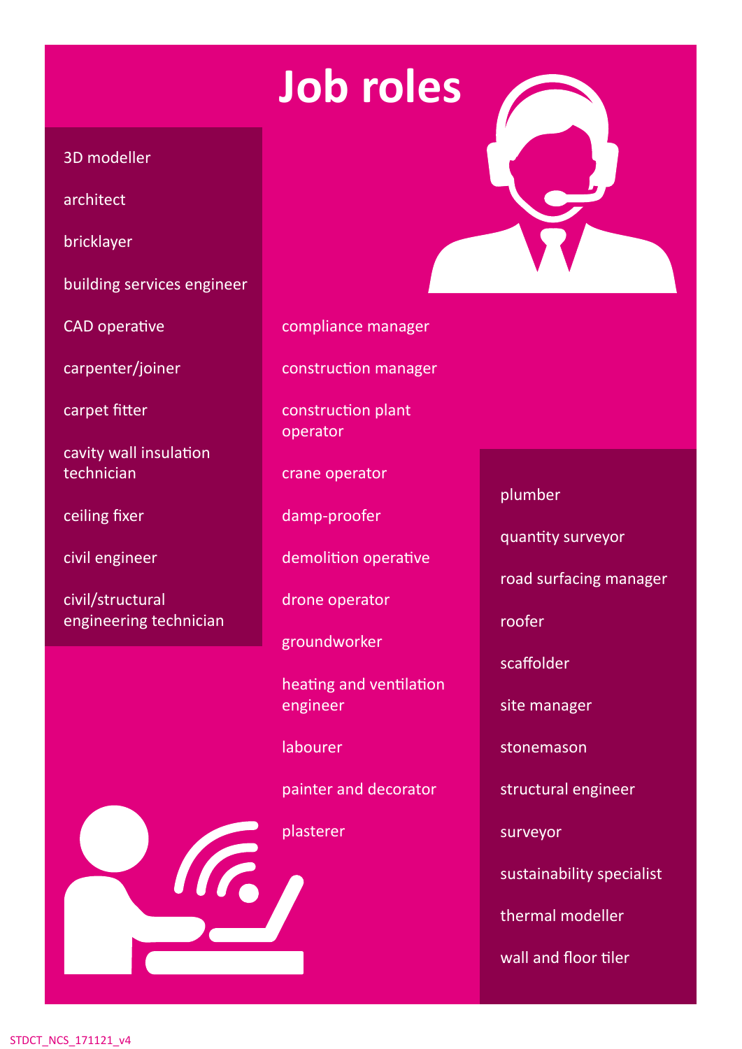# Job roles

- 3D modeller
- architect
- bricklayer
- building services engineer
- CAD operative
- carpenter/joiner
- carpet fitter
- cavity wall insulation technician
- ceiling fixer
- civil engineer
- civil/structural engineering technician
- compliance manager
- construction manager
- construction plant operator
- crane operator
- damp-proofer
- demolition operative
- drone operator
- groundworker
- heating and ventilation engineer
- labourer
- painter and decorator
- plasterer
- plumber
- quantity surveyor
- road surfacing manager
- roofer
- scaffolder
- site manager
- stonemason
- structural engineer
- surveyor
- sustainability specialist
- thermal modeller
- wall and floor tiler

STDCT_NCS_171121_v4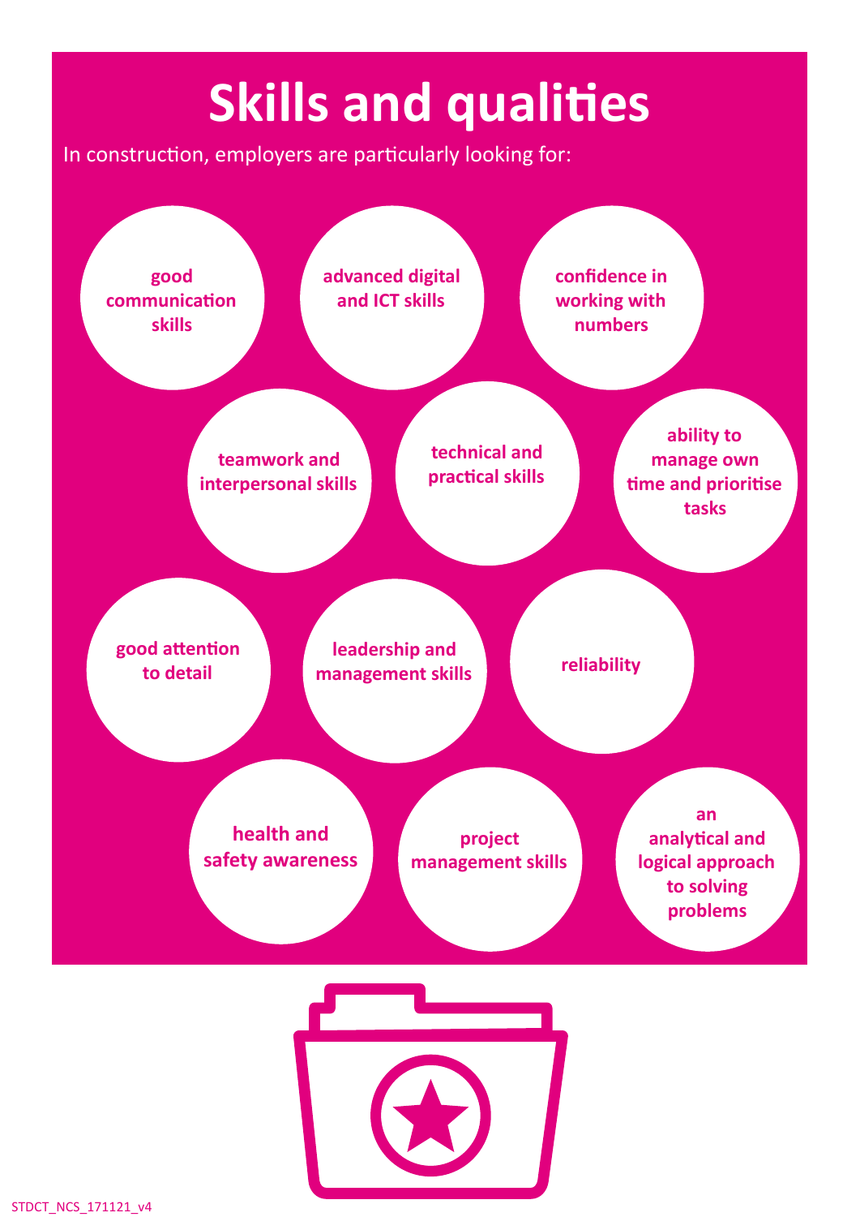# Skills and qualities

In construction, employers are particularly looking for:

- good communication skills
- advanced digital and ICT skills
- confidence in working with numbers
- teamwork and interpersonal skills
- technical and practical skills
- ability to manage own time and prioritise tasks
- good attention to detail
- leadership and management skills
- reliability
- health and safety awareness
- project management skills
- an analytical and logical approach to solving problems

STDCT_NCS_171121_v4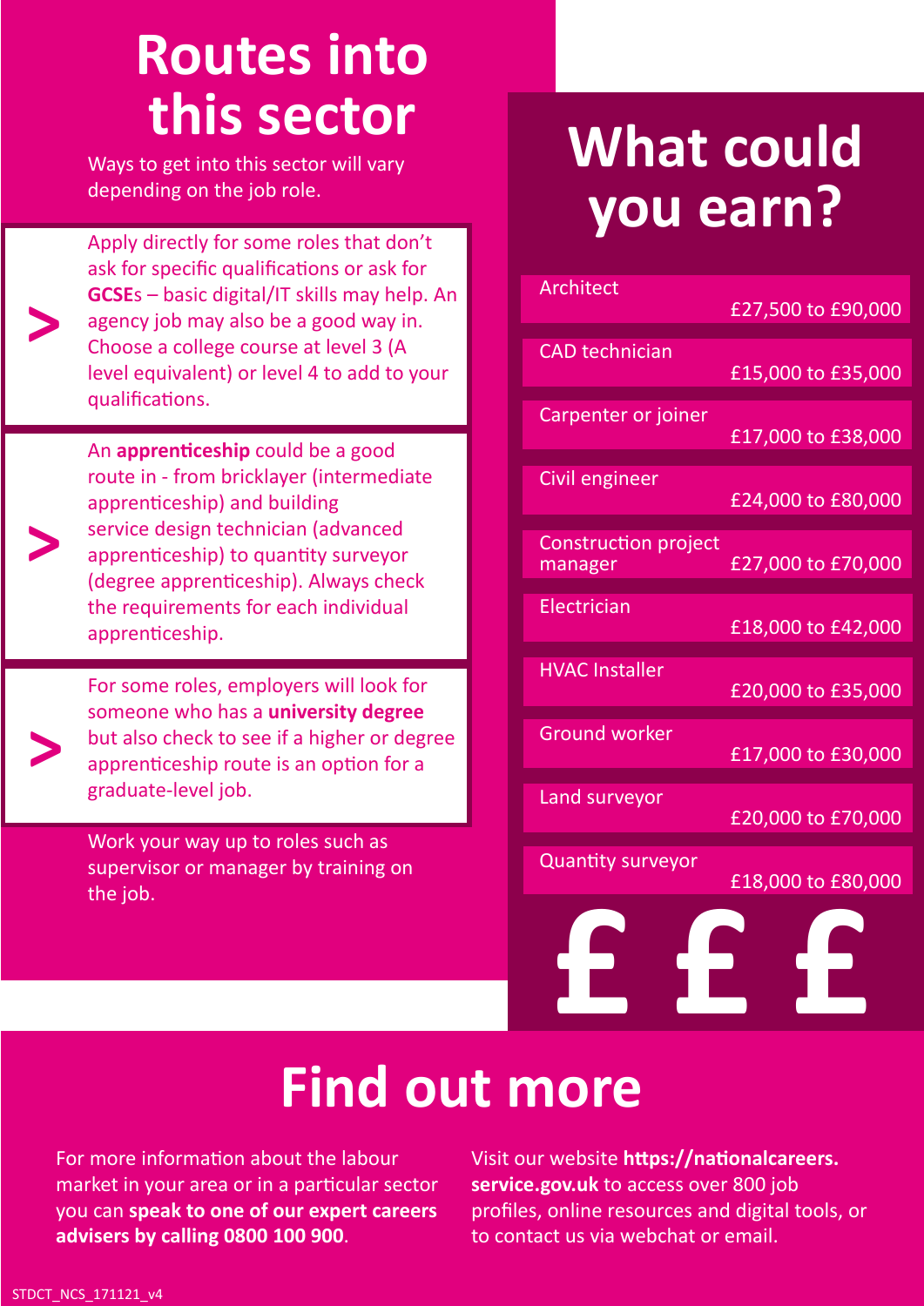# Routes into this sector

Ways to get into this sector will vary depending on the job role.

> Apply directly for some roles that don't ask for specific qualifications or ask for **GCSE**s – basic digital/IT skills may help. An agency job may also be a good way in. Choose a college course at level 3 (A level equivalent) or level 4 to add to your qualifications.

> An **apprenticeship** could be a good route in - from bricklayer (intermediate apprenticeship) and building service design technician (advanced apprenticeship) to quantity surveyor (degree apprenticeship). Always check the requirements for each individual apprenticeship.

> For some roles, employers will look for someone who has a **university degree** but also check to see if a higher or degree apprenticeship route is an option for a graduate-level job.

Work your way up to roles such as supervisor or manager by training on the job.

# What could you earn?

| | |
|---|---|
| Architect | £27,500 to £90,000 |
| CAD technician | £15,000 to £35,000 |
| Carpenter or joiner | £17,000 to £38,000 |
| Civil engineer | £24,000 to £80,000 |
| Construction project manager | £27,000 to £70,000 |
| Electrician | £18,000 to £42,000 |
| HVAC Installer | £20,000 to £35,000 |
| Ground worker | £17,000 to £30,000 |
| Land surveyor | £20,000 to £70,000 |
| Quantity surveyor | £18,000 to £80,000 |

£ £ £

# Find out more

For more information about the labour market in your area or in a particular sector you can **speak to one of our expert careers advisers by calling 0800 100 900**.

Visit our website **https://nationalcareers.service.gov.uk** to access over 800 job profiles, online resources and digital tools, or to contact us via webchat or email.

STDCT_NCS_171121_v4